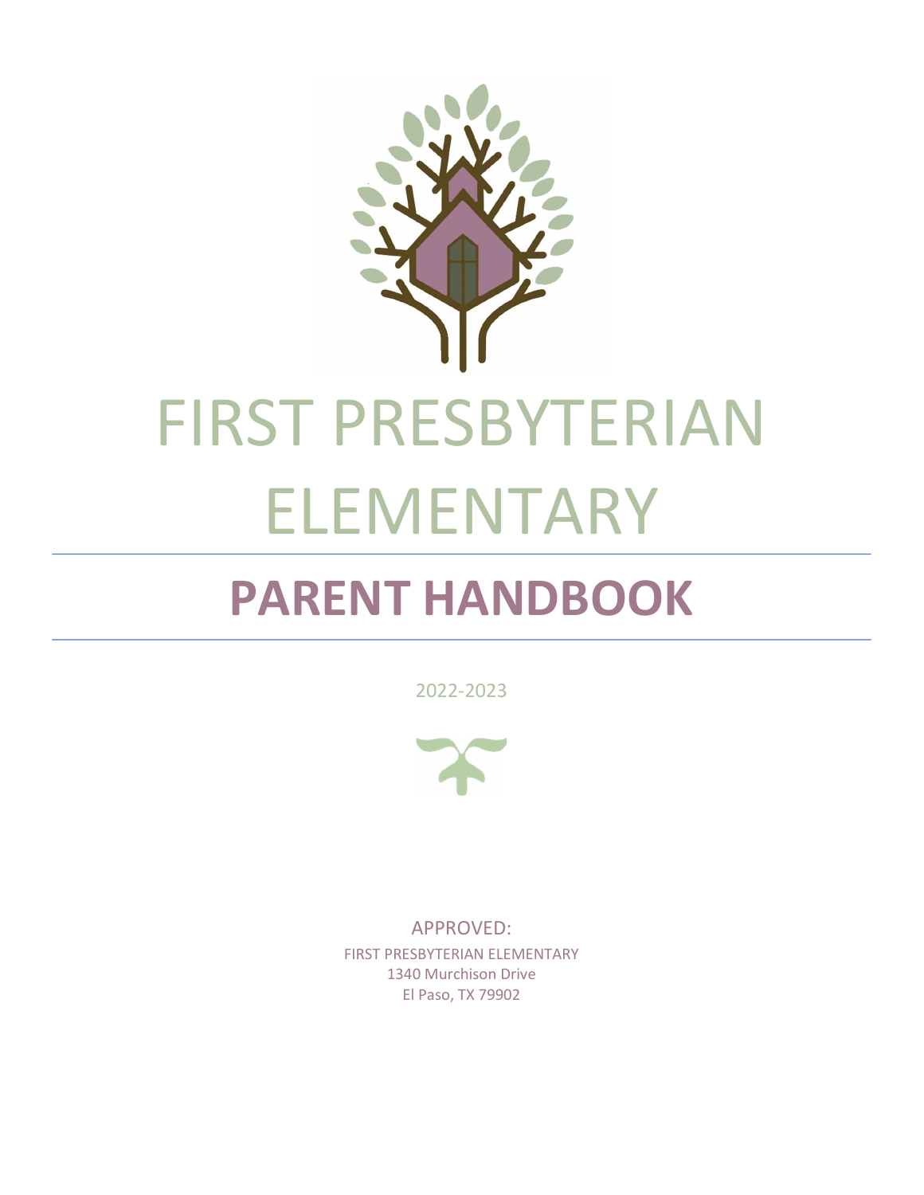# FIRST PRESBYTERIAN ELEMENTARY

## PARENT HANDBOOK

2022-2023

APPROVED:

FIRST PRESBYTERIAN ELEMENTARY
1340 Murchison Drive
El Paso, TX 79902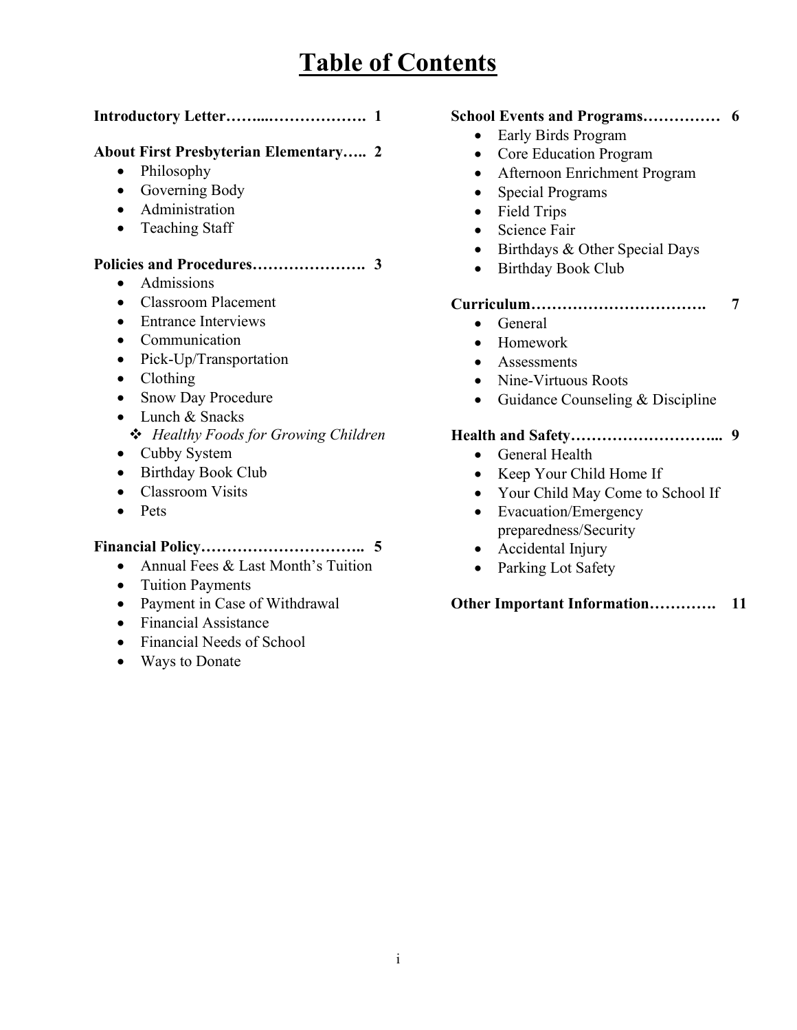# Table of Contents

**Introductory Letter……...………………. 1**

**About First Presbyterian Elementary….. 2**

- Philosophy
- Governing Body
- Administration
- Teaching Staff

**Policies and Procedures…………………. 3**

- Admissions
- Classroom Placement
- Entrance Interviews
- Communication
- Pick-Up/Transportation
- Clothing
- Snow Day Procedure
- Lunch & Snacks
  - *Healthy Foods for Growing Children*
- Cubby System
- Birthday Book Club
- Classroom Visits
- Pets

**Financial Policy………………………….. 5**

- Annual Fees & Last Month's Tuition
- Tuition Payments
- Payment in Case of Withdrawal
- Financial Assistance
- Financial Needs of School
- Ways to Donate

**School Events and Programs…………… 6**

- Early Birds Program
- Core Education Program
- Afternoon Enrichment Program
- Special Programs
- Field Trips
- Science Fair
- Birthdays & Other Special Days
- Birthday Book Club

**Curriculum……………………………. 7**

- General
- Homework
- Assessments
- Nine-Virtuous Roots
- Guidance Counseling & Discipline

**Health and Safety………………………... 9**

- General Health
- Keep Your Child Home If
- Your Child May Come to School If
- Evacuation/Emergency preparedness/Security
- Accidental Injury
- Parking Lot Safety

**Other Important Information…………. 11**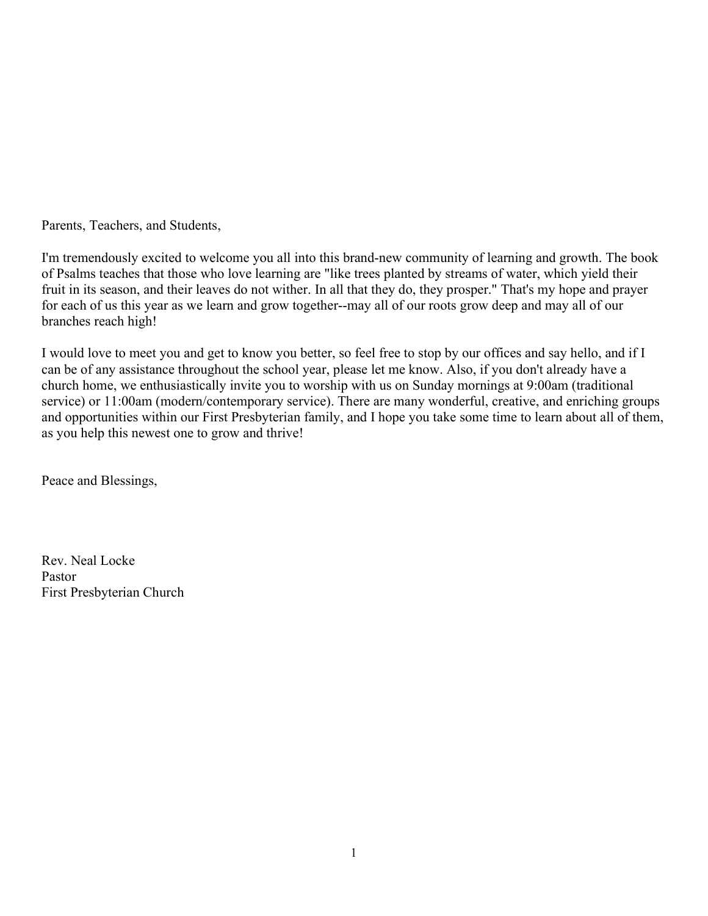Parents, Teachers, and Students,

I'm tremendously excited to welcome you all into this brand-new community of learning and growth. The book of Psalms teaches that those who love learning are "like trees planted by streams of water, which yield their fruit in its season, and their leaves do not wither. In all that they do, they prosper." That's my hope and prayer for each of us this year as we learn and grow together--may all of our roots grow deep and may all of our branches reach high!

I would love to meet you and get to know you better, so feel free to stop by our offices and say hello, and if I can be of any assistance throughout the school year, please let me know. Also, if you don't already have a church home, we enthusiastically invite you to worship with us on Sunday mornings at 9:00am (traditional service) or 11:00am (modern/contemporary service). There are many wonderful, creative, and enriching groups and opportunities within our First Presbyterian family, and I hope you take some time to learn about all of them, as you help this newest one to grow and thrive!

Peace and Blessings,

Rev. Neal Locke  
Pastor  
First Presbyterian Church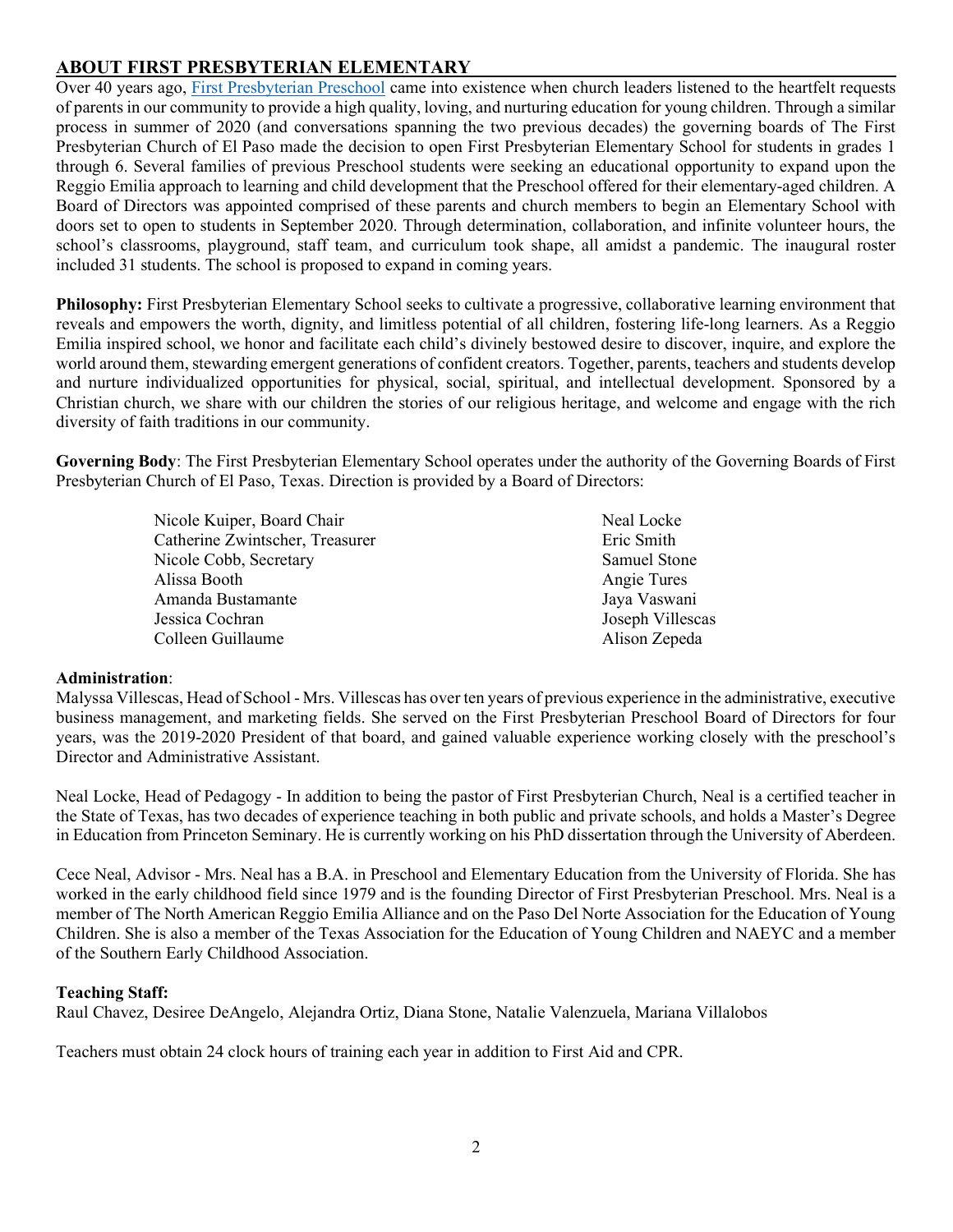## ABOUT FIRST PRESBYTERIAN ELEMENTARY

Over 40 years ago, First Presbyterian Preschool came into existence when church leaders listened to the heartfelt requests of parents in our community to provide a high quality, loving, and nurturing education for young children. Through a similar process in summer of 2020 (and conversations spanning the two previous decades) the governing boards of The First Presbyterian Church of El Paso made the decision to open First Presbyterian Elementary School for students in grades 1 through 6. Several families of previous Preschool students were seeking an educational opportunity to expand upon the Reggio Emilia approach to learning and child development that the Preschool offered for their elementary-aged children. A Board of Directors was appointed comprised of these parents and church members to begin an Elementary School with doors set to open to students in September 2020. Through determination, collaboration, and infinite volunteer hours, the school's classrooms, playground, staff team, and curriculum took shape, all amidst a pandemic. The inaugural roster included 31 students. The school is proposed to expand in coming years.

**Philosophy:** First Presbyterian Elementary School seeks to cultivate a progressive, collaborative learning environment that reveals and empowers the worth, dignity, and limitless potential of all children, fostering life-long learners. As a Reggio Emilia inspired school, we honor and facilitate each child's divinely bestowed desire to discover, inquire, and explore the world around them, stewarding emergent generations of confident creators. Together, parents, teachers and students develop and nurture individualized opportunities for physical, social, spiritual, and intellectual development. Sponsored by a Christian church, we share with our children the stories of our religious heritage, and welcome and engage with the rich diversity of faith traditions in our community.

**Governing Body**: The First Presbyterian Elementary School operates under the authority of the Governing Boards of First Presbyterian Church of El Paso, Texas. Direction is provided by a Board of Directors:

- Nicole Kuiper, Board Chair
- Catherine Zwintscher, Treasurer
- Nicole Cobb, Secretary
- Alissa Booth
- Amanda Bustamante
- Jessica Cochran
- Colleen Guillaume
- Neal Locke
- Eric Smith
- Samuel Stone
- Angie Tures
- Jaya Vaswani
- Joseph Villescas
- Alison Zepeda

**Administration**:

Malyssa Villescas, Head of School - Mrs. Villescas has over ten years of previous experience in the administrative, executive business management, and marketing fields. She served on the First Presbyterian Preschool Board of Directors for four years, was the 2019-2020 President of that board, and gained valuable experience working closely with the preschool's Director and Administrative Assistant.

Neal Locke, Head of Pedagogy - In addition to being the pastor of First Presbyterian Church, Neal is a certified teacher in the State of Texas, has two decades of experience teaching in both public and private schools, and holds a Master's Degree in Education from Princeton Seminary. He is currently working on his PhD dissertation through the University of Aberdeen.

Cece Neal, Advisor - Mrs. Neal has a B.A. in Preschool and Elementary Education from the University of Florida. She has worked in the early childhood field since 1979 and is the founding Director of First Presbyterian Preschool. Mrs. Neal is a member of The North American Reggio Emilia Alliance and on the Paso Del Norte Association for the Education of Young Children. She is also a member of the Texas Association for the Education of Young Children and NAEYC and a member of the Southern Early Childhood Association.

**Teaching Staff:**

Raul Chavez, Desiree DeAngelo, Alejandra Ortiz, Diana Stone, Natalie Valenzuela, Mariana Villalobos

Teachers must obtain 24 clock hours of training each year in addition to First Aid and CPR.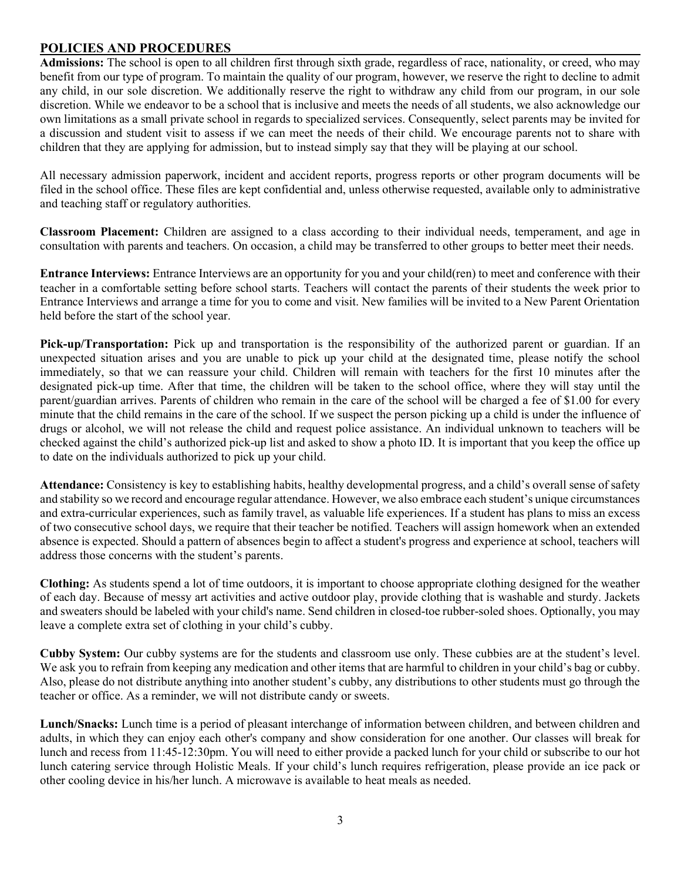## POLICIES AND PROCEDURES

**Admissions:** The school is open to all children first through sixth grade, regardless of race, nationality, or creed, who may benefit from our type of program. To maintain the quality of our program, however, we reserve the right to decline to admit any child, in our sole discretion. We additionally reserve the right to withdraw any child from our program, in our sole discretion. While we endeavor to be a school that is inclusive and meets the needs of all students, we also acknowledge our own limitations as a small private school in regards to specialized services. Consequently, select parents may be invited for a discussion and student visit to assess if we can meet the needs of their child. We encourage parents not to share with children that they are applying for admission, but to instead simply say that they will be playing at our school.

All necessary admission paperwork, incident and accident reports, progress reports or other program documents will be filed in the school office. These files are kept confidential and, unless otherwise requested, available only to administrative and teaching staff or regulatory authorities.

**Classroom Placement:** Children are assigned to a class according to their individual needs, temperament, and age in consultation with parents and teachers. On occasion, a child may be transferred to other groups to better meet their needs.

**Entrance Interviews:** Entrance Interviews are an opportunity for you and your child(ren) to meet and conference with their teacher in a comfortable setting before school starts. Teachers will contact the parents of their students the week prior to Entrance Interviews and arrange a time for you to come and visit. New families will be invited to a New Parent Orientation held before the start of the school year.

**Pick-up/Transportation:** Pick up and transportation is the responsibility of the authorized parent or guardian. If an unexpected situation arises and you are unable to pick up your child at the designated time, please notify the school immediately, so that we can reassure your child. Children will remain with teachers for the first 10 minutes after the designated pick-up time. After that time, the children will be taken to the school office, where they will stay until the parent/guardian arrives. Parents of children who remain in the care of the school will be charged a fee of $1.00 for every minute that the child remains in the care of the school. If we suspect the person picking up a child is under the influence of drugs or alcohol, we will not release the child and request police assistance. An individual unknown to teachers will be checked against the child's authorized pick-up list and asked to show a photo ID. It is important that you keep the office up to date on the individuals authorized to pick up your child.

**Attendance:** Consistency is key to establishing habits, healthy developmental progress, and a child's overall sense of safety and stability so we record and encourage regular attendance. However, we also embrace each student's unique circumstances and extra-curricular experiences, such as family travel, as valuable life experiences. If a student has plans to miss an excess of two consecutive school days, we require that their teacher be notified. Teachers will assign homework when an extended absence is expected. Should a pattern of absences begin to affect a student's progress and experience at school, teachers will address those concerns with the student's parents.

**Clothing:** As students spend a lot of time outdoors, it is important to choose appropriate clothing designed for the weather of each day. Because of messy art activities and active outdoor play, provide clothing that is washable and sturdy. Jackets and sweaters should be labeled with your child's name. Send children in closed-toe rubber-soled shoes. Optionally, you may leave a complete extra set of clothing in your child's cubby.

**Cubby System:** Our cubby systems are for the students and classroom use only. These cubbies are at the student's level. We ask you to refrain from keeping any medication and other items that are harmful to children in your child's bag or cubby. Also, please do not distribute anything into another student's cubby, any distributions to other students must go through the teacher or office. As a reminder, we will not distribute candy or sweets.

**Lunch/Snacks:** Lunch time is a period of pleasant interchange of information between children, and between children and adults, in which they can enjoy each other's company and show consideration for one another. Our classes will break for lunch and recess from 11:45-12:30pm. You will need to either provide a packed lunch for your child or subscribe to our hot lunch catering service through Holistic Meals. If your child's lunch requires refrigeration, please provide an ice pack or other cooling device in his/her lunch. A microwave is available to heat meals as needed.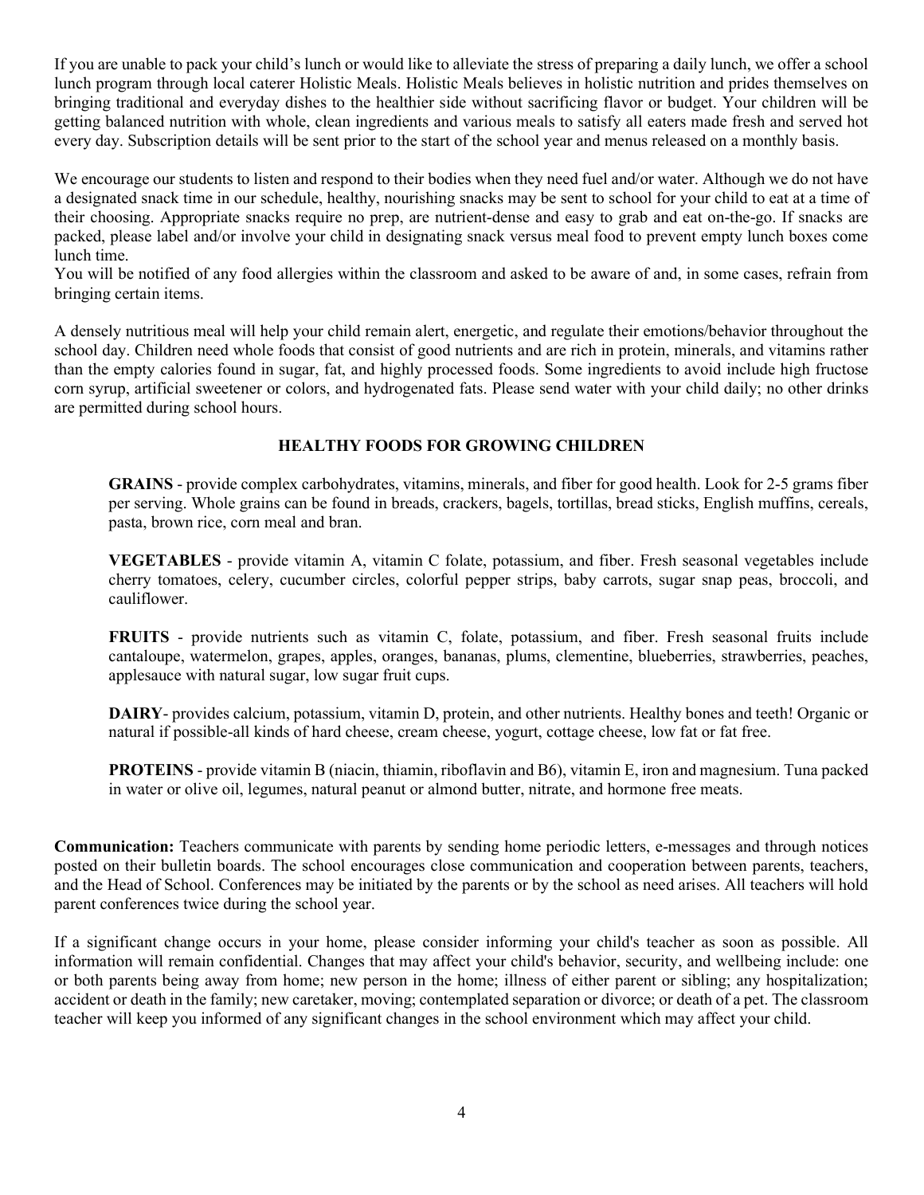If you are unable to pack your child's lunch or would like to alleviate the stress of preparing a daily lunch, we offer a school lunch program through local caterer Holistic Meals. Holistic Meals believes in holistic nutrition and prides themselves on bringing traditional and everyday dishes to the healthier side without sacrificing flavor or budget. Your children will be getting balanced nutrition with whole, clean ingredients and various meals to satisfy all eaters made fresh and served hot every day. Subscription details will be sent prior to the start of the school year and menus released on a monthly basis.

We encourage our students to listen and respond to their bodies when they need fuel and/or water. Although we do not have a designated snack time in our schedule, healthy, nourishing snacks may be sent to school for your child to eat at a time of their choosing. Appropriate snacks require no prep, are nutrient-dense and easy to grab and eat on-the-go. If snacks are packed, please label and/or involve your child in designating snack versus meal food to prevent empty lunch boxes come lunch time.
You will be notified of any food allergies within the classroom and asked to be aware of and, in some cases, refrain from bringing certain items.

A densely nutritious meal will help your child remain alert, energetic, and regulate their emotions/behavior throughout the school day. Children need whole foods that consist of good nutrients and are rich in protein, minerals, and vitamins rather than the empty calories found in sugar, fat, and highly processed foods. Some ingredients to avoid include high fructose corn syrup, artificial sweetener or colors, and hydrogenated fats. Please send water with your child daily; no other drinks are permitted during school hours.

**HEALTHY FOODS FOR GROWING CHILDREN**

**GRAINS** - provide complex carbohydrates, vitamins, minerals, and fiber for good health. Look for 2-5 grams fiber per serving. Whole grains can be found in breads, crackers, bagels, tortillas, bread sticks, English muffins, cereals, pasta, brown rice, corn meal and bran.

**VEGETABLES** - provide vitamin A, vitamin C folate, potassium, and fiber. Fresh seasonal vegetables include cherry tomatoes, celery, cucumber circles, colorful pepper strips, baby carrots, sugar snap peas, broccoli, and cauliflower.

**FRUITS** - provide nutrients such as vitamin C, folate, potassium, and fiber. Fresh seasonal fruits include cantaloupe, watermelon, grapes, apples, oranges, bananas, plums, clementine, blueberries, strawberries, peaches, applesauce with natural sugar, low sugar fruit cups.

**DAIRY**- provides calcium, potassium, vitamin D, protein, and other nutrients. Healthy bones and teeth! Organic or natural if possible-all kinds of hard cheese, cream cheese, yogurt, cottage cheese, low fat or fat free.

**PROTEINS** - provide vitamin B (niacin, thiamin, riboflavin and B6), vitamin E, iron and magnesium. Tuna packed in water or olive oil, legumes, natural peanut or almond butter, nitrate, and hormone free meats.

**Communication:** Teachers communicate with parents by sending home periodic letters, e-messages and through notices posted on their bulletin boards. The school encourages close communication and cooperation between parents, teachers, and the Head of School. Conferences may be initiated by the parents or by the school as need arises. All teachers will hold parent conferences twice during the school year.

If a significant change occurs in your home, please consider informing your child's teacher as soon as possible. All information will remain confidential. Changes that may affect your child's behavior, security, and wellbeing include: one or both parents being away from home; new person in the home; illness of either parent or sibling; any hospitalization; accident or death in the family; new caretaker, moving; contemplated separation or divorce; or death of a pet. The classroom teacher will keep you informed of any significant changes in the school environment which may affect your child.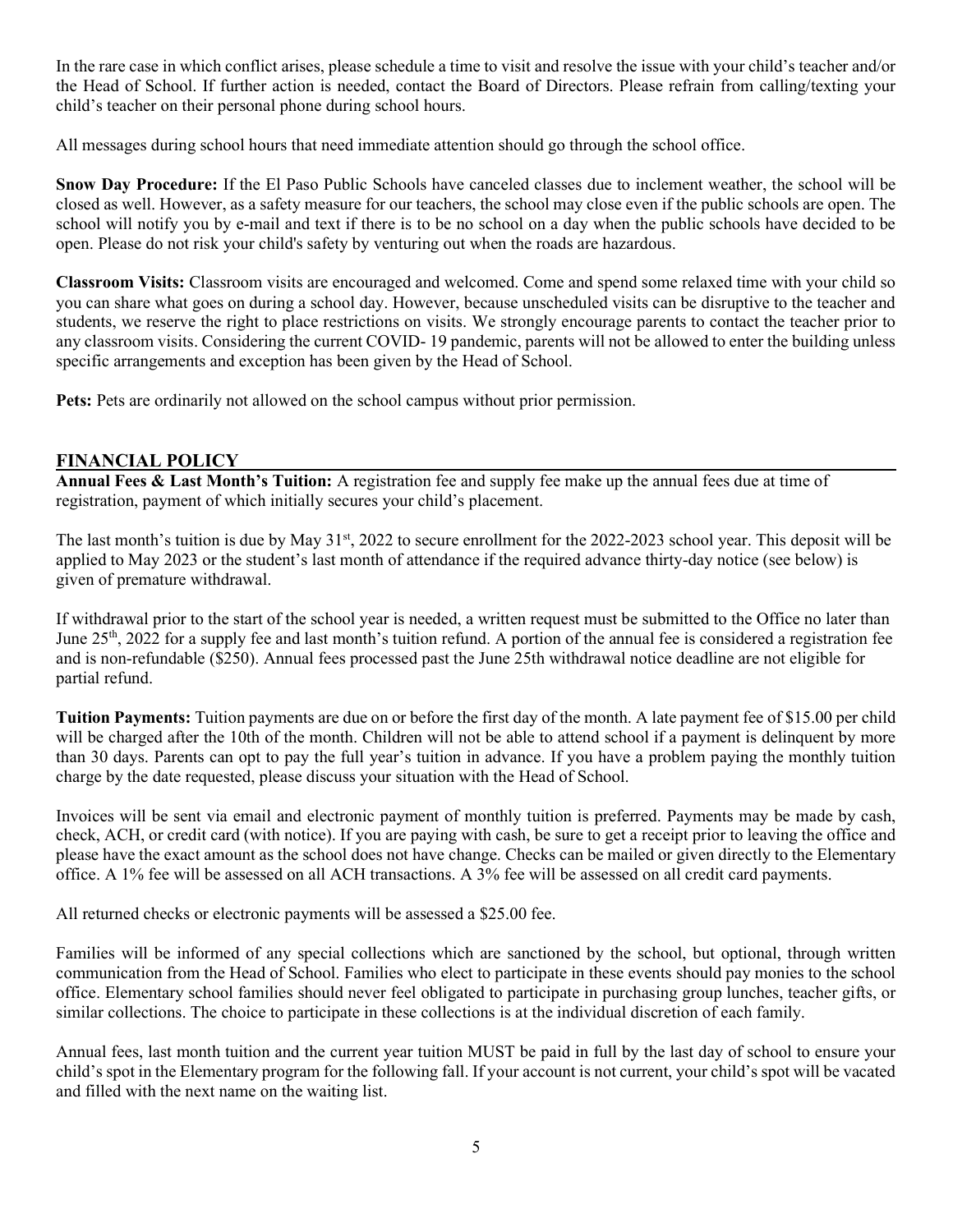In the rare case in which conflict arises, please schedule a time to visit and resolve the issue with your child's teacher and/or the Head of School. If further action is needed, contact the Board of Directors. Please refrain from calling/texting your child's teacher on their personal phone during school hours.

All messages during school hours that need immediate attention should go through the school office.

**Snow Day Procedure:** If the El Paso Public Schools have canceled classes due to inclement weather, the school will be closed as well. However, as a safety measure for our teachers, the school may close even if the public schools are open. The school will notify you by e-mail and text if there is to be no school on a day when the public schools have decided to be open. Please do not risk your child's safety by venturing out when the roads are hazardous.

**Classroom Visits:** Classroom visits are encouraged and welcomed. Come and spend some relaxed time with your child so you can share what goes on during a school day. However, because unscheduled visits can be disruptive to the teacher and students, we reserve the right to place restrictions on visits. We strongly encourage parents to contact the teacher prior to any classroom visits. Considering the current COVID- 19 pandemic, parents will not be allowed to enter the building unless specific arrangements and exception has been given by the Head of School.

**Pets:** Pets are ordinarily not allowed on the school campus without prior permission.

## FINANCIAL POLICY

**Annual Fees & Last Month's Tuition:** A registration fee and supply fee make up the annual fees due at time of registration, payment of which initially secures your child's placement.

The last month's tuition is due by May 31st, 2022 to secure enrollment for the 2022-2023 school year. This deposit will be applied to May 2023 or the student's last month of attendance if the required advance thirty-day notice (see below) is given of premature withdrawal.

If withdrawal prior to the start of the school year is needed, a written request must be submitted to the Office no later than June 25th, 2022 for a supply fee and last month's tuition refund. A portion of the annual fee is considered a registration fee and is non-refundable ($250). Annual fees processed past the June 25th withdrawal notice deadline are not eligible for partial refund.

**Tuition Payments:** Tuition payments are due on or before the first day of the month. A late payment fee of $15.00 per child will be charged after the 10th of the month. Children will not be able to attend school if a payment is delinquent by more than 30 days. Parents can opt to pay the full year's tuition in advance. If you have a problem paying the monthly tuition charge by the date requested, please discuss your situation with the Head of School.

Invoices will be sent via email and electronic payment of monthly tuition is preferred. Payments may be made by cash, check, ACH, or credit card (with notice). If you are paying with cash, be sure to get a receipt prior to leaving the office and please have the exact amount as the school does not have change. Checks can be mailed or given directly to the Elementary office. A 1% fee will be assessed on all ACH transactions. A 3% fee will be assessed on all credit card payments.

All returned checks or electronic payments will be assessed a $25.00 fee.

Families will be informed of any special collections which are sanctioned by the school, but optional, through written communication from the Head of School. Families who elect to participate in these events should pay monies to the school office. Elementary school families should never feel obligated to participate in purchasing group lunches, teacher gifts, or similar collections. The choice to participate in these collections is at the individual discretion of each family.

Annual fees, last month tuition and the current year tuition MUST be paid in full by the last day of school to ensure your child's spot in the Elementary program for the following fall. If your account is not current, your child's spot will be vacated and filled with the next name on the waiting list.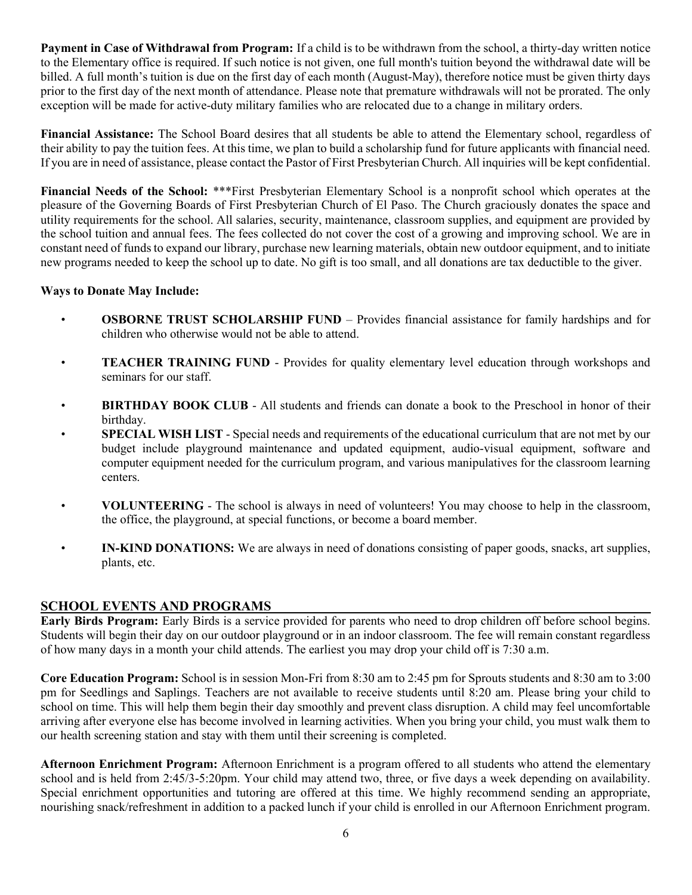**Payment in Case of Withdrawal from Program:** If a child is to be withdrawn from the school, a thirty-day written notice to the Elementary office is required. If such notice is not given, one full month's tuition beyond the withdrawal date will be billed. A full month's tuition is due on the first day of each month (August-May), therefore notice must be given thirty days prior to the first day of the next month of attendance. Please note that premature withdrawals will not be prorated. The only exception will be made for active-duty military families who are relocated due to a change in military orders.

**Financial Assistance:** The School Board desires that all students be able to attend the Elementary school, regardless of their ability to pay the tuition fees. At this time, we plan to build a scholarship fund for future applicants with financial need. If you are in need of assistance, please contact the Pastor of First Presbyterian Church. All inquiries will be kept confidential.

**Financial Needs of the School:** ***First Presbyterian Elementary School is a nonprofit school which operates at the pleasure of the Governing Boards of First Presbyterian Church of El Paso. The Church graciously donates the space and utility requirements for the school. All salaries, security, maintenance, classroom supplies, and equipment are provided by the school tuition and annual fees. The fees collected do not cover the cost of a growing and improving school. We are in constant need of funds to expand our library, purchase new learning materials, obtain new outdoor equipment, and to initiate new programs needed to keep the school up to date. No gift is too small, and all donations are tax deductible to the giver.

**Ways to Donate May Include:**

- **OSBORNE TRUST SCHOLARSHIP FUND** – Provides financial assistance for family hardships and for children who otherwise would not be able to attend.
- **TEACHER TRAINING FUND** - Provides for quality elementary level education through workshops and seminars for our staff.
- **BIRTHDAY BOOK CLUB** - All students and friends can donate a book to the Preschool in honor of their birthday.
- **SPECIAL WISH LIST** - Special needs and requirements of the educational curriculum that are not met by our budget include playground maintenance and updated equipment, audio-visual equipment, software and computer equipment needed for the curriculum program, and various manipulatives for the classroom learning centers.
- **VOLUNTEERING** - The school is always in need of volunteers! You may choose to help in the classroom, the office, the playground, at special functions, or become a board member.
- **IN-KIND DONATIONS:** We are always in need of donations consisting of paper goods, snacks, art supplies, plants, etc.

## SCHOOL EVENTS AND PROGRAMS

**Early Birds Program:** Early Birds is a service provided for parents who need to drop children off before school begins. Students will begin their day on our outdoor playground or in an indoor classroom. The fee will remain constant regardless of how many days in a month your child attends. The earliest you may drop your child off is 7:30 a.m.

**Core Education Program:** School is in session Mon-Fri from 8:30 am to 2:45 pm for Sprouts students and 8:30 am to 3:00 pm for Seedlings and Saplings. Teachers are not available to receive students until 8:20 am. Please bring your child to school on time. This will help them begin their day smoothly and prevent class disruption. A child may feel uncomfortable arriving after everyone else has become involved in learning activities. When you bring your child, you must walk them to our health screening station and stay with them until their screening is completed.

**Afternoon Enrichment Program:** Afternoon Enrichment is a program offered to all students who attend the elementary school and is held from 2:45/3-5:20pm. Your child may attend two, three, or five days a week depending on availability. Special enrichment opportunities and tutoring are offered at this time. We highly recommend sending an appropriate, nourishing snack/refreshment in addition to a packed lunch if your child is enrolled in our Afternoon Enrichment program.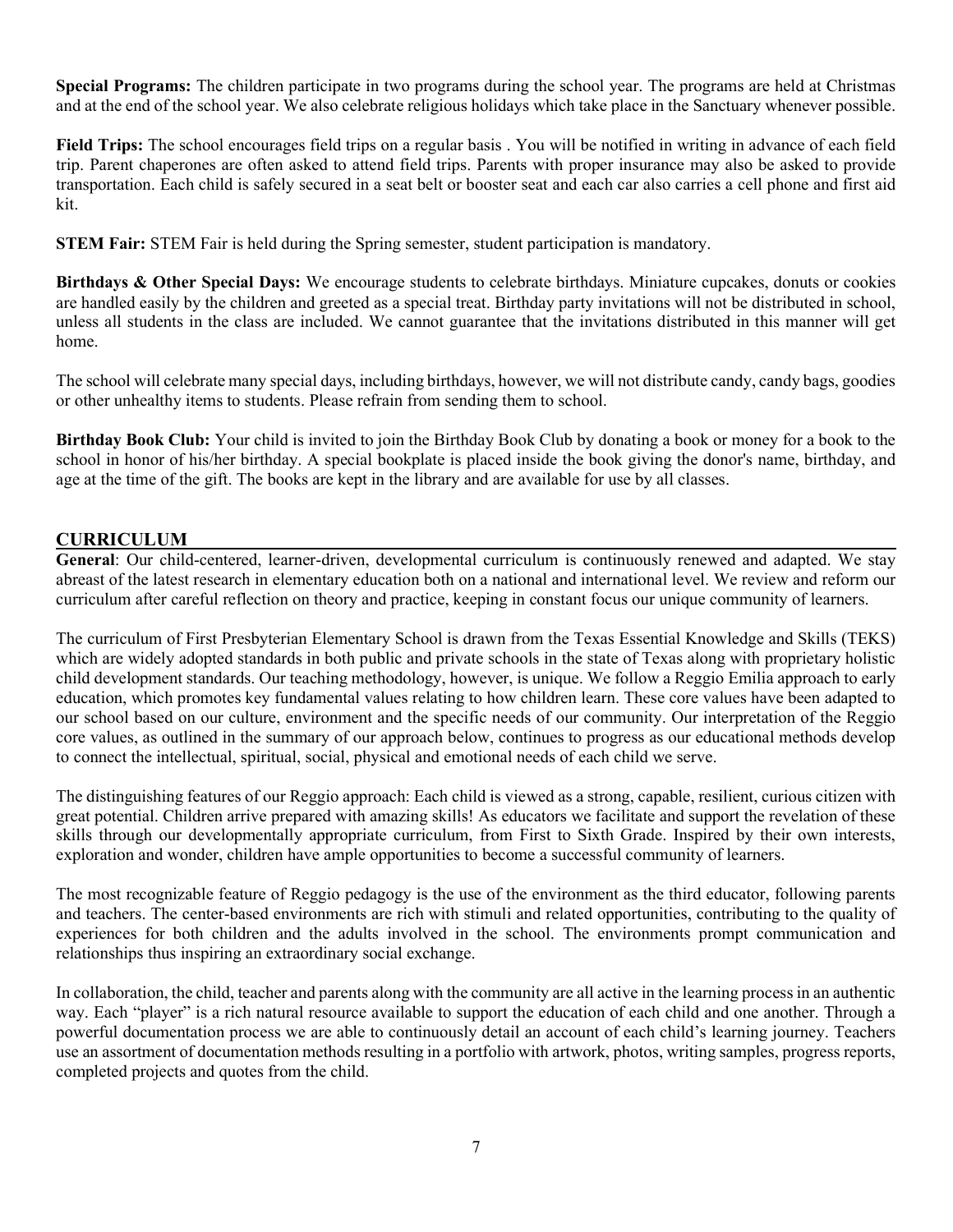**Special Programs:** The children participate in two programs during the school year. The programs are held at Christmas and at the end of the school year. We also celebrate religious holidays which take place in the Sanctuary whenever possible.

**Field Trips:** The school encourages field trips on a regular basis . You will be notified in writing in advance of each field trip. Parent chaperones are often asked to attend field trips. Parents with proper insurance may also be asked to provide transportation. Each child is safely secured in a seat belt or booster seat and each car also carries a cell phone and first aid kit.

**STEM Fair:** STEM Fair is held during the Spring semester, student participation is mandatory.

**Birthdays & Other Special Days:** We encourage students to celebrate birthdays. Miniature cupcakes, donuts or cookies are handled easily by the children and greeted as a special treat. Birthday party invitations will not be distributed in school, unless all students in the class are included. We cannot guarantee that the invitations distributed in this manner will get home.

The school will celebrate many special days, including birthdays, however, we will not distribute candy, candy bags, goodies or other unhealthy items to students. Please refrain from sending them to school.

**Birthday Book Club:** Your child is invited to join the Birthday Book Club by donating a book or money for a book to the school in honor of his/her birthday. A special bookplate is placed inside the book giving the donor's name, birthday, and age at the time of the gift. The books are kept in the library and are available for use by all classes.

## CURRICULUM

**General**: Our child-centered, learner-driven, developmental curriculum is continuously renewed and adapted. We stay abreast of the latest research in elementary education both on a national and international level. We review and reform our curriculum after careful reflection on theory and practice, keeping in constant focus our unique community of learners.

The curriculum of First Presbyterian Elementary School is drawn from the Texas Essential Knowledge and Skills (TEKS) which are widely adopted standards in both public and private schools in the state of Texas along with proprietary holistic child development standards. Our teaching methodology, however, is unique. We follow a Reggio Emilia approach to early education, which promotes key fundamental values relating to how children learn. These core values have been adapted to our school based on our culture, environment and the specific needs of our community. Our interpretation of the Reggio core values, as outlined in the summary of our approach below, continues to progress as our educational methods develop to connect the intellectual, spiritual, social, physical and emotional needs of each child we serve.

The distinguishing features of our Reggio approach: Each child is viewed as a strong, capable, resilient, curious citizen with great potential. Children arrive prepared with amazing skills! As educators we facilitate and support the revelation of these skills through our developmentally appropriate curriculum, from First to Sixth Grade. Inspired by their own interests, exploration and wonder, children have ample opportunities to become a successful community of learners.

The most recognizable feature of Reggio pedagogy is the use of the environment as the third educator, following parents and teachers. The center-based environments are rich with stimuli and related opportunities, contributing to the quality of experiences for both children and the adults involved in the school. The environments prompt communication and relationships thus inspiring an extraordinary social exchange.

In collaboration, the child, teacher and parents along with the community are all active in the learning process in an authentic way. Each "player" is a rich natural resource available to support the education of each child and one another. Through a powerful documentation process we are able to continuously detail an account of each child's learning journey. Teachers use an assortment of documentation methods resulting in a portfolio with artwork, photos, writing samples, progress reports, completed projects and quotes from the child.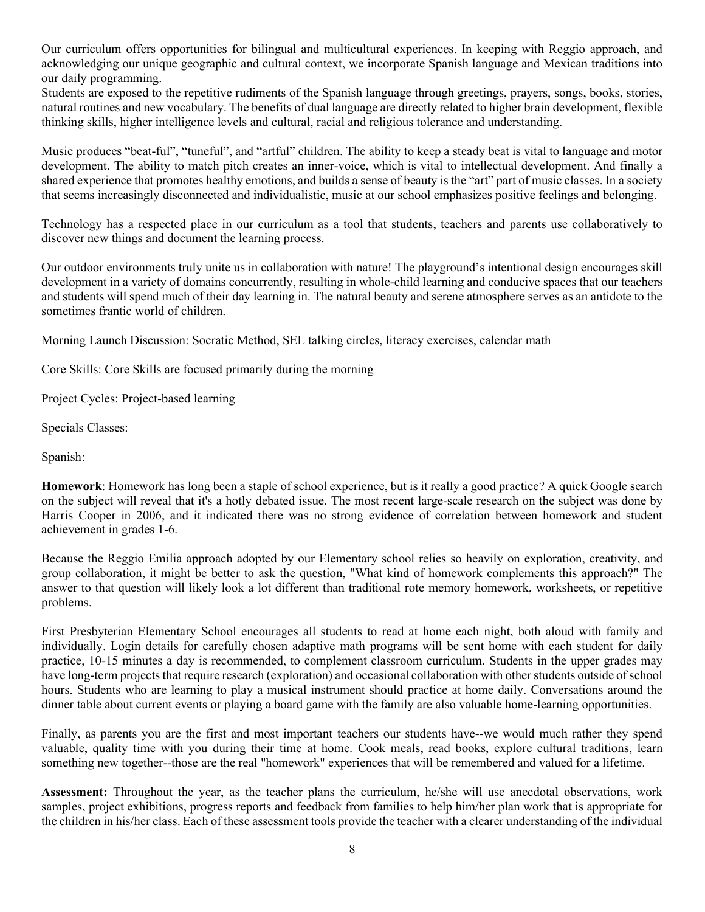Our curriculum offers opportunities for bilingual and multicultural experiences. In keeping with Reggio approach, and acknowledging our unique geographic and cultural context, we incorporate Spanish language and Mexican traditions into our daily programming.

Students are exposed to the repetitive rudiments of the Spanish language through greetings, prayers, songs, books, stories, natural routines and new vocabulary. The benefits of dual language are directly related to higher brain development, flexible thinking skills, higher intelligence levels and cultural, racial and religious tolerance and understanding.

Music produces "beat-ful", "tuneful", and "artful" children. The ability to keep a steady beat is vital to language and motor development. The ability to match pitch creates an inner-voice, which is vital to intellectual development. And finally a shared experience that promotes healthy emotions, and builds a sense of beauty is the "art" part of music classes. In a society that seems increasingly disconnected and individualistic, music at our school emphasizes positive feelings and belonging.

Technology has a respected place in our curriculum as a tool that students, teachers and parents use collaboratively to discover new things and document the learning process.

Our outdoor environments truly unite us in collaboration with nature! The playground's intentional design encourages skill development in a variety of domains concurrently, resulting in whole-child learning and conducive spaces that our teachers and students will spend much of their day learning in. The natural beauty and serene atmosphere serves as an antidote to the sometimes frantic world of children.

Morning Launch Discussion: Socratic Method, SEL talking circles, literacy exercises, calendar math

Core Skills: Core Skills are focused primarily during the morning

Project Cycles: Project-based learning

Specials Classes:

Spanish:

**Homework**: Homework has long been a staple of school experience, but is it really a good practice? A quick Google search on the subject will reveal that it's a hotly debated issue. The most recent large-scale research on the subject was done by Harris Cooper in 2006, and it indicated there was no strong evidence of correlation between homework and student achievement in grades 1-6.

Because the Reggio Emilia approach adopted by our Elementary school relies so heavily on exploration, creativity, and group collaboration, it might be better to ask the question, "What kind of homework complements this approach?" The answer to that question will likely look a lot different than traditional rote memory homework, worksheets, or repetitive problems.

First Presbyterian Elementary School encourages all students to read at home each night, both aloud with family and individually. Login details for carefully chosen adaptive math programs will be sent home with each student for daily practice, 10-15 minutes a day is recommended, to complement classroom curriculum. Students in the upper grades may have long-term projects that require research (exploration) and occasional collaboration with other students outside of school hours. Students who are learning to play a musical instrument should practice at home daily. Conversations around the dinner table about current events or playing a board game with the family are also valuable home-learning opportunities.

Finally, as parents you are the first and most important teachers our students have--we would much rather they spend valuable, quality time with you during their time at home. Cook meals, read books, explore cultural traditions, learn something new together--those are the real "homework" experiences that will be remembered and valued for a lifetime.

**Assessment:** Throughout the year, as the teacher plans the curriculum, he/she will use anecdotal observations, work samples, project exhibitions, progress reports and feedback from families to help him/her plan work that is appropriate for the children in his/her class. Each of these assessment tools provide the teacher with a clearer understanding of the individual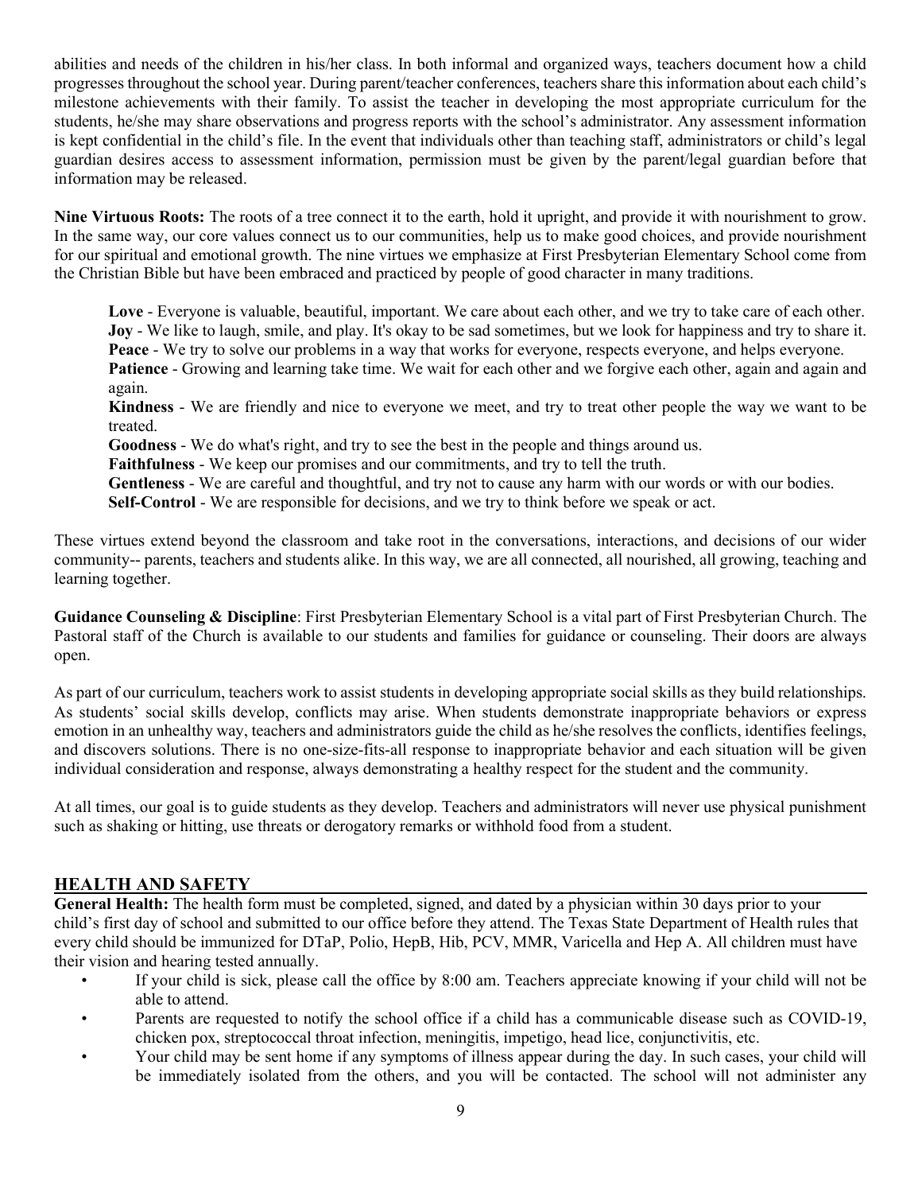abilities and needs of the children in his/her class. In both informal and organized ways, teachers document how a child progresses throughout the school year. During parent/teacher conferences, teachers share this information about each child's milestone achievements with their family. To assist the teacher in developing the most appropriate curriculum for the students, he/she may share observations and progress reports with the school's administrator. Any assessment information is kept confidential in the child's file. In the event that individuals other than teaching staff, administrators or child's legal guardian desires access to assessment information, permission must be given by the parent/legal guardian before that information may be released.

**Nine Virtuous Roots:** The roots of a tree connect it to the earth, hold it upright, and provide it with nourishment to grow. In the same way, our core values connect us to our communities, help us to make good choices, and provide nourishment for our spiritual and emotional growth. The nine virtues we emphasize at First Presbyterian Elementary School come from the Christian Bible but have been embraced and practiced by people of good character in many traditions.

**Love** - Everyone is valuable, beautiful, important. We care about each other, and we try to take care of each other.
**Joy** - We like to laugh, smile, and play. It's okay to be sad sometimes, but we look for happiness and try to share it.
**Peace** - We try to solve our problems in a way that works for everyone, respects everyone, and helps everyone.
**Patience** - Growing and learning take time. We wait for each other and we forgive each other, again and again and again.
**Kindness** - We are friendly and nice to everyone we meet, and try to treat other people the way we want to be treated.
**Goodness** - We do what's right, and try to see the best in the people and things around us.
**Faithfulness** - We keep our promises and our commitments, and try to tell the truth.
**Gentleness** - We are careful and thoughtful, and try not to cause any harm with our words or with our bodies.
**Self-Control** - We are responsible for decisions, and we try to think before we speak or act.

These virtues extend beyond the classroom and take root in the conversations, interactions, and decisions of our wider community-- parents, teachers and students alike. In this way, we are all connected, all nourished, all growing, teaching and learning together.

**Guidance Counseling & Discipline**: First Presbyterian Elementary School is a vital part of First Presbyterian Church. The Pastoral staff of the Church is available to our students and families for guidance or counseling. Their doors are always open.

As part of our curriculum, teachers work to assist students in developing appropriate social skills as they build relationships. As students' social skills develop, conflicts may arise. When students demonstrate inappropriate behaviors or express emotion in an unhealthy way, teachers and administrators guide the child as he/she resolves the conflicts, identifies feelings, and discovers solutions. There is no one-size-fits-all response to inappropriate behavior and each situation will be given individual consideration and response, always demonstrating a healthy respect for the student and the community.

At all times, our goal is to guide students as they develop. Teachers and administrators will never use physical punishment such as shaking or hitting, use threats or derogatory remarks or withhold food from a student.

## HEALTH AND SAFETY

**General Health:** The health form must be completed, signed, and dated by a physician within 30 days prior to your child's first day of school and submitted to our office before they attend. The Texas State Department of Health rules that every child should be immunized for DTaP, Polio, HepB, Hib, PCV, MMR, Varicella and Hep A. All children must have their vision and hearing tested annually.

- If your child is sick, please call the office by 8:00 am. Teachers appreciate knowing if your child will not be able to attend.
- Parents are requested to notify the school office if a child has a communicable disease such as COVID-19, chicken pox, streptococcal throat infection, meningitis, impetigo, head lice, conjunctivitis, etc.
- Your child may be sent home if any symptoms of illness appear during the day. In such cases, your child will be immediately isolated from the others, and you will be contacted. The school will not administer any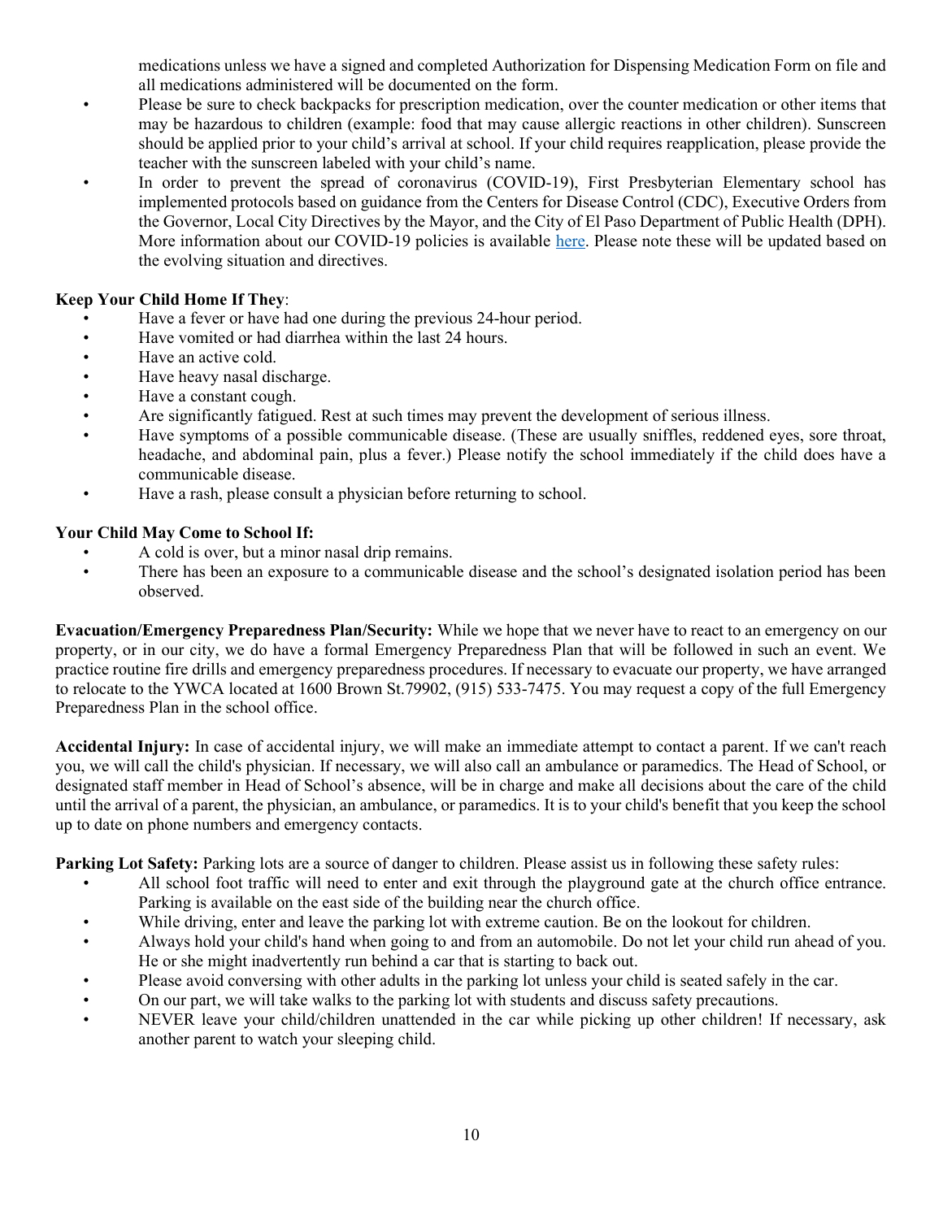medications unless we have a signed and completed Authorization for Dispensing Medication Form on file and all medications administered will be documented on the form.

- Please be sure to check backpacks for prescription medication, over the counter medication or other items that may be hazardous to children (example: food that may cause allergic reactions in other children). Sunscreen should be applied prior to your child's arrival at school. If your child requires reapplication, please provide the teacher with the sunscreen labeled with your child's name.
- In order to prevent the spread of coronavirus (COVID-19), First Presbyterian Elementary school has implemented protocols based on guidance from the Centers for Disease Control (CDC), Executive Orders from the Governor, Local City Directives by the Mayor, and the City of El Paso Department of Public Health (DPH). More information about our COVID-19 policies is available here. Please note these will be updated based on the evolving situation and directives.

**Keep Your Child Home If They**:

- Have a fever or have had one during the previous 24-hour period.
- Have vomited or had diarrhea within the last 24 hours.
- Have an active cold.
- Have heavy nasal discharge.
- Have a constant cough.
- Are significantly fatigued. Rest at such times may prevent the development of serious illness.
- Have symptoms of a possible communicable disease. (These are usually sniffles, reddened eyes, sore throat, headache, and abdominal pain, plus a fever.) Please notify the school immediately if the child does have a communicable disease.
- Have a rash, please consult a physician before returning to school.

**Your Child May Come to School If:**

- A cold is over, but a minor nasal drip remains.
- There has been an exposure to a communicable disease and the school's designated isolation period has been observed.

**Evacuation/Emergency Preparedness Plan/Security:** While we hope that we never have to react to an emergency on our property, or in our city, we do have a formal Emergency Preparedness Plan that will be followed in such an event. We practice routine fire drills and emergency preparedness procedures. If necessary to evacuate our property, we have arranged to relocate to the YWCA located at 1600 Brown St.79902, (915) 533-7475. You may request a copy of the full Emergency Preparedness Plan in the school office.

**Accidental Injury:** In case of accidental injury, we will make an immediate attempt to contact a parent. If we can't reach you, we will call the child's physician. If necessary, we will also call an ambulance or paramedics. The Head of School, or designated staff member in Head of School's absence, will be in charge and make all decisions about the care of the child until the arrival of a parent, the physician, an ambulance, or paramedics. It is to your child's benefit that you keep the school up to date on phone numbers and emergency contacts.

**Parking Lot Safety:** Parking lots are a source of danger to children. Please assist us in following these safety rules:

- All school foot traffic will need to enter and exit through the playground gate at the church office entrance. Parking is available on the east side of the building near the church office.
- While driving, enter and leave the parking lot with extreme caution. Be on the lookout for children.
- Always hold your child's hand when going to and from an automobile. Do not let your child run ahead of you. He or she might inadvertently run behind a car that is starting to back out.
- Please avoid conversing with other adults in the parking lot unless your child is seated safely in the car.
- On our part, we will take walks to the parking lot with students and discuss safety precautions.
- NEVER leave your child/children unattended in the car while picking up other children! If necessary, ask another parent to watch your sleeping child.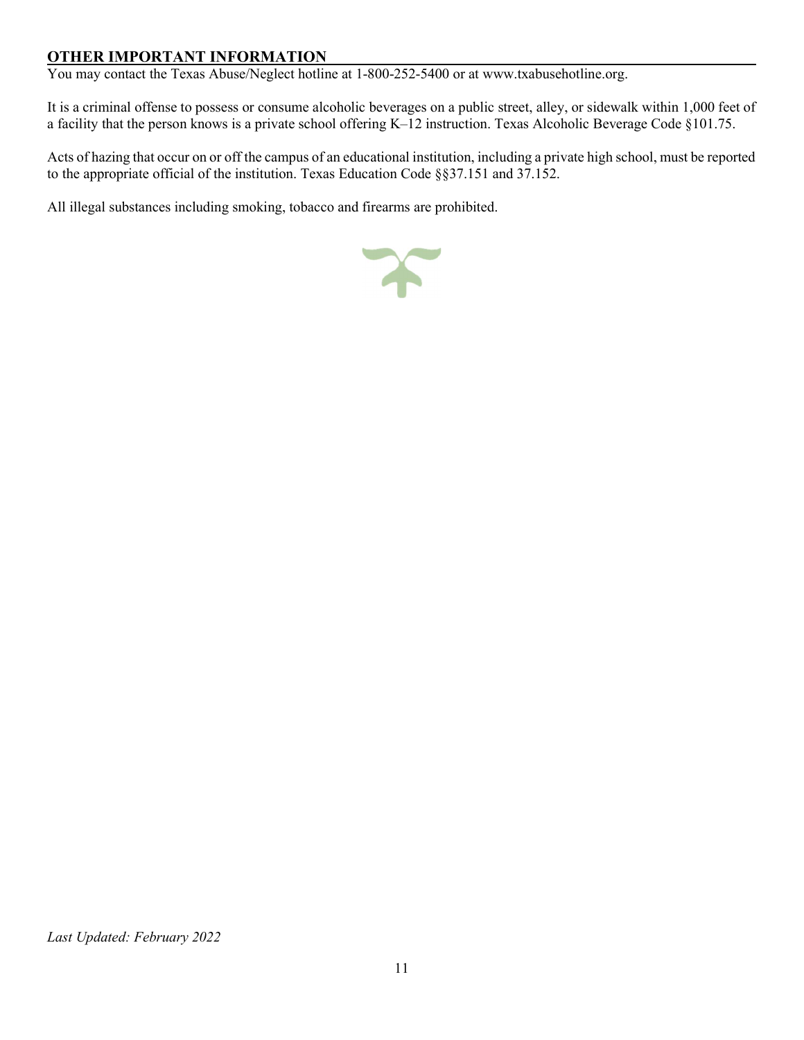## OTHER IMPORTANT INFORMATION

You may contact the Texas Abuse/Neglect hotline at 1-800-252-5400 or at www.txabusehotline.org.

It is a criminal offense to possess or consume alcoholic beverages on a public street, alley, or sidewalk within 1,000 feet of a facility that the person knows is a private school offering K–12 instruction. Texas Alcoholic Beverage Code §101.75.

Acts of hazing that occur on or off the campus of an educational institution, including a private high school, must be reported to the appropriate official of the institution. Texas Education Code §§37.151 and 37.152.

All illegal substances including smoking, tobacco and firearms are prohibited.

*Last Updated: February 2022*